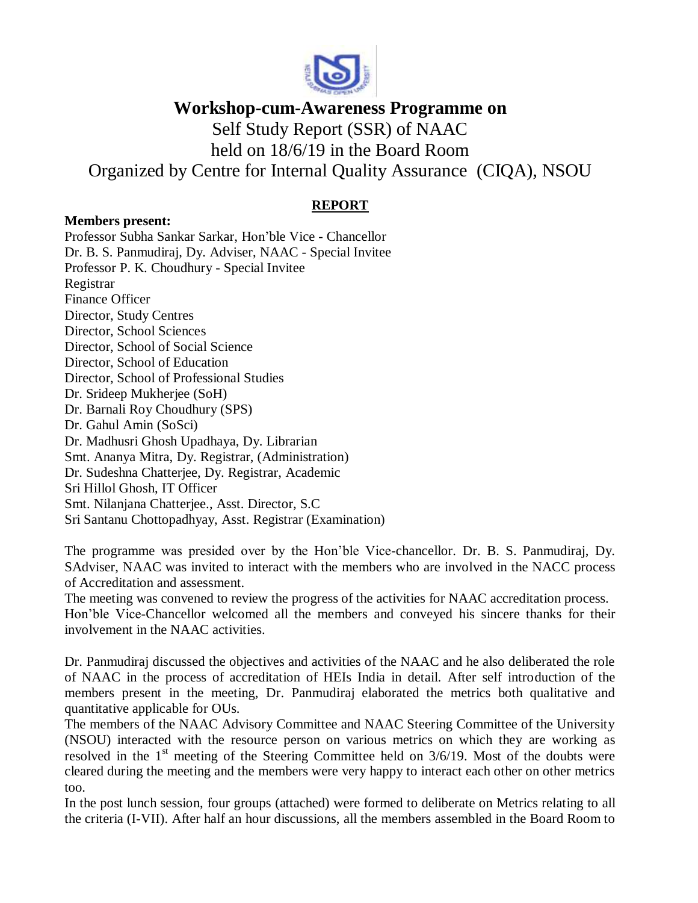# Workshop-cum-Awareness Programme on

Self Study Report (SSR) of NAAC
held on 18/6/19 in the Board Room
Organized by Centre for Internal Quality Assurance (CIQA), NSOU

## REPORT

**Members present:**

Professor Subha Sankar Sarkar, Hon'ble Vice - Chancellor
Dr. B. S. Panmudiraj, Dy. Adviser, NAAC - Special Invitee
Professor P. K. Choudhury - Special Invitee
Registrar
Finance Officer
Director, Study Centres
Director, School Sciences
Director, School of Social Science
Director, School of Education
Director, School of Professional Studies
Dr. Srideep Mukherjee (SoH)
Dr. Barnali Roy Choudhury (SPS)
Dr. Gahul Amin (SoSci)
Dr. Madhusri Ghosh Upadhaya, Dy. Librarian
Smt. Ananya Mitra, Dy. Registrar, (Administration)
Dr. Sudeshna Chatterjee, Dy. Registrar, Academic
Sri Hillol Ghosh, IT Officer
Smt. Nilanjana Chatterjee., Asst. Director, S.C
Sri Santanu Chottopadhyay, Asst. Registrar (Examination)

The programme was presided over by the Hon'ble Vice-chancellor. Dr. B. S. Panmudiraj, Dy. SAdviser, NAAC was invited to interact with the members who are involved in the NACC process of Accreditation and assessment.

The meeting was convened to review the progress of the activities for NAAC accreditation process.

Hon'ble Vice-Chancellor welcomed all the members and conveyed his sincere thanks for their involvement in the NAAC activities.

Dr. Panmudiraj discussed the objectives and activities of the NAAC and he also deliberated the role of NAAC in the process of accreditation of HEIs India in detail. After self introduction of the members present in the meeting, Dr. Panmudiraj elaborated the metrics both qualitative and quantitative applicable for OUs.

The members of the NAAC Advisory Committee and NAAC Steering Committee of the University (NSOU) interacted with the resource person on various metrics on which they are working as resolved in the 1st meeting of the Steering Committee held on 3/6/19. Most of the doubts were cleared during the meeting and the members were very happy to interact each other on other metrics too.

In the post lunch session, four groups (attached) were formed to deliberate on Metrics relating to all the criteria (I-VII). After half an hour discussions, all the members assembled in the Board Room to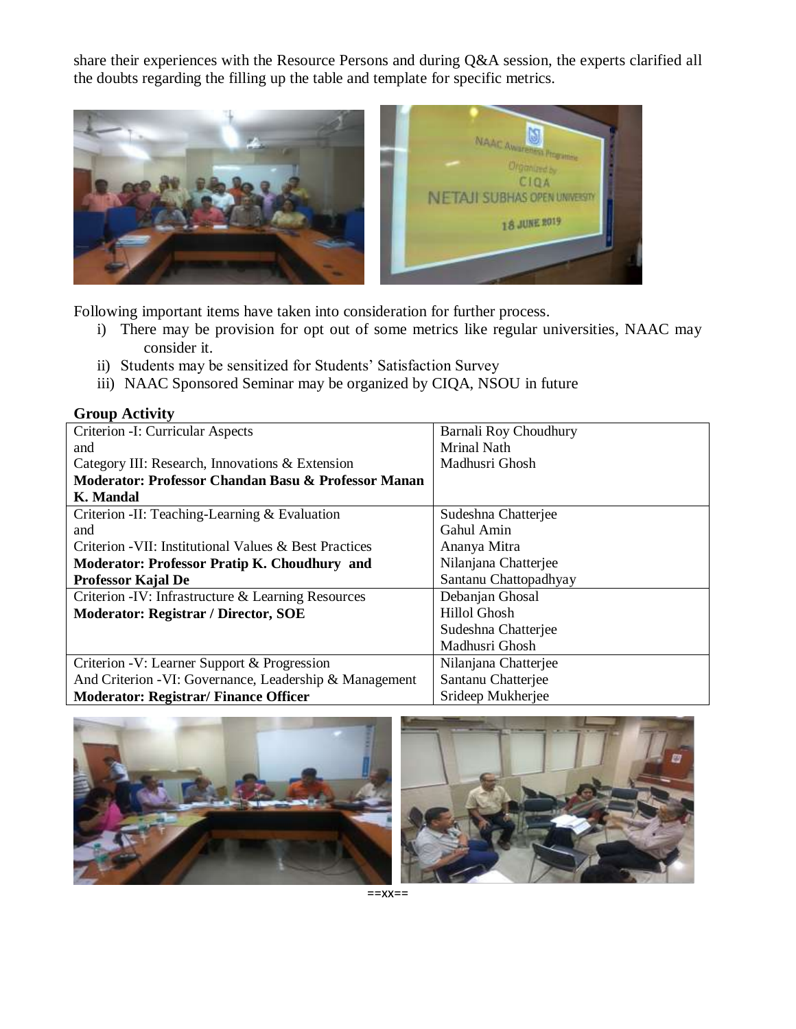share their experiences with the Resource Persons and during Q&A session, the experts clarified all the doubts regarding the filling up the table and template for specific metrics.

Following important items have taken into consideration for further process.

i) There may be provision for opt out of some metrics like regular universities, NAAC may consider it.
ii) Students may be sensitized for Students' Satisfaction Survey
iii) NAAC Sponsored Seminar may be organized by CIQA, NSOU in future

**Group Activity**

| | |
|---|---|
| Criterion -I: Curricular Aspects<br>and<br>Category III: Research, Innovations & Extension<br>**Moderator: Professor Chandan Basu & Professor Manan K. Mandal** | Barnali Roy Choudhury<br>Mrinal Nath<br>Madhusri Ghosh |
| Criterion -II: Teaching-Learning & Evaluation<br>and<br>Criterion -VII: Institutional Values & Best Practices<br>**Moderator: Professor Pratip K. Choudhury and Professor Kajal De** | Sudeshna Chatterjee<br>Gahul Amin<br>Ananya Mitra<br>Nilanjana Chatterjee<br>Santanu Chattopadhyay |
| Criterion -IV: Infrastructure & Learning Resources<br>**Moderator: Registrar / Director, SOE** | Debanjan Ghosal<br>Hillol Ghosh<br>Sudeshna Chatterjee<br>Madhusri Ghosh |
| Criterion -V: Learner Support & Progression<br>And Criterion -VI: Governance, Leadership & Management<br>**Moderator: Registrar/ Finance Officer** | Nilanjana Chatterjee<br>Santanu Chatterjee<br>Srideep Mukherjee |

==xx==